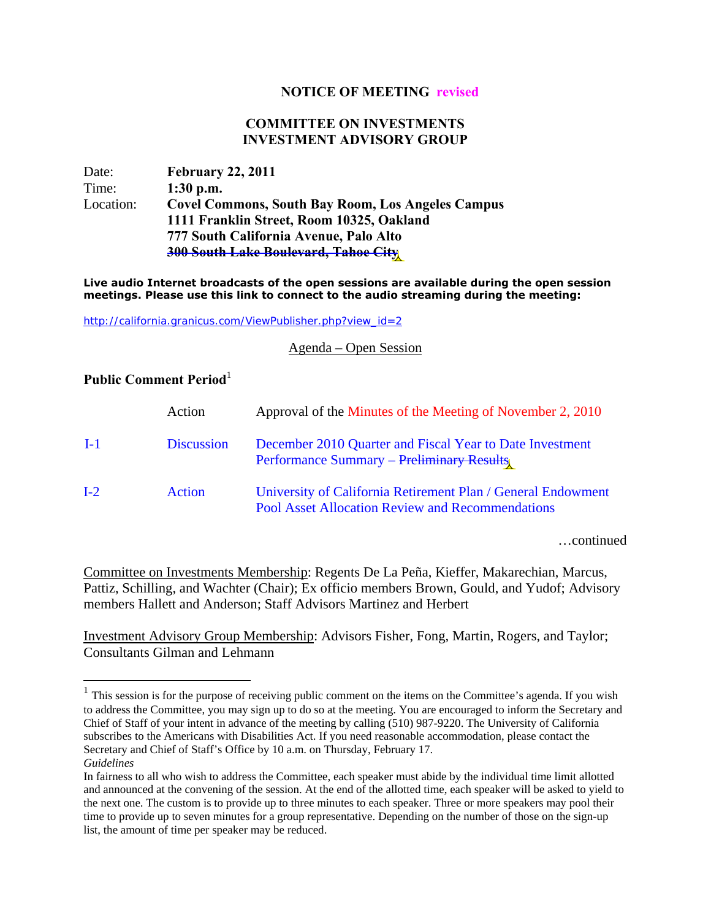**NOTICE OF MEETING revised**

**COMMITTEE ON INVESTMENTS**
**INVESTMENT ADVISORY GROUP**

| | |
|---|---|
| Date: | **February 22, 2011** |
| Time: | **1:30 p.m.** |
| Location: | **Covel Commons, South Bay Room, Los Angeles Campus** |
| | **1111 Franklin Street, Room 10325, Oakland** |
| | **777 South California Avenue, Palo Alto** |
| | ~~**300 South Lake Boulevard, Tahoe City**~~ |

**Live audio Internet broadcasts of the open sessions are available during the open session meetings. Please use this link to connect to the audio streaming during the meeting:**

http://california.granicus.com/ViewPublisher.php?view_id=2

Agenda – Open Session

**Public Comment Period**[1]

| | | |
|---|---|---|
| | Action | Approval of the Minutes of the Meeting of November 2, 2010 |
| I-1 | Discussion | December 2010 Quarter and Fiscal Year to Date Investment Performance Summary – ~~Preliminary Results~~ |
| I-2 | Action | University of California Retirement Plan / General Endowment Pool Asset Allocation Review and Recommendations |

…continued

Committee on Investments Membership: Regents De La Peña, Kieffer, Makarechian, Marcus, Pattiz, Schilling, and Wachter (Chair); Ex officio members Brown, Gould, and Yudof; Advisory members Hallett and Anderson; Staff Advisors Martinez and Herbert

Investment Advisory Group Membership: Advisors Fisher, Fong, Martin, Rogers, and Taylor; Consultants Gilman and Lehmann

---

[1] This session is for the purpose of receiving public comment on the items on the Committee's agenda. If you wish to address the Committee, you may sign up to do so at the meeting. You are encouraged to inform the Secretary and Chief of Staff of your intent in advance of the meeting by calling (510) 987-9220. The University of California subscribes to the Americans with Disabilities Act. If you need reasonable accommodation, please contact the Secretary and Chief of Staff's Office by 10 a.m. on Thursday, February 17.

*Guidelines*

In fairness to all who wish to address the Committee, each speaker must abide by the individual time limit allotted and announced at the convening of the session. At the end of the allotted time, each speaker will be asked to yield to the next one. The custom is to provide up to three minutes to each speaker. Three or more speakers may pool their time to provide up to seven minutes for a group representative. Depending on the number of those on the sign-up list, the amount of time per speaker may be reduced.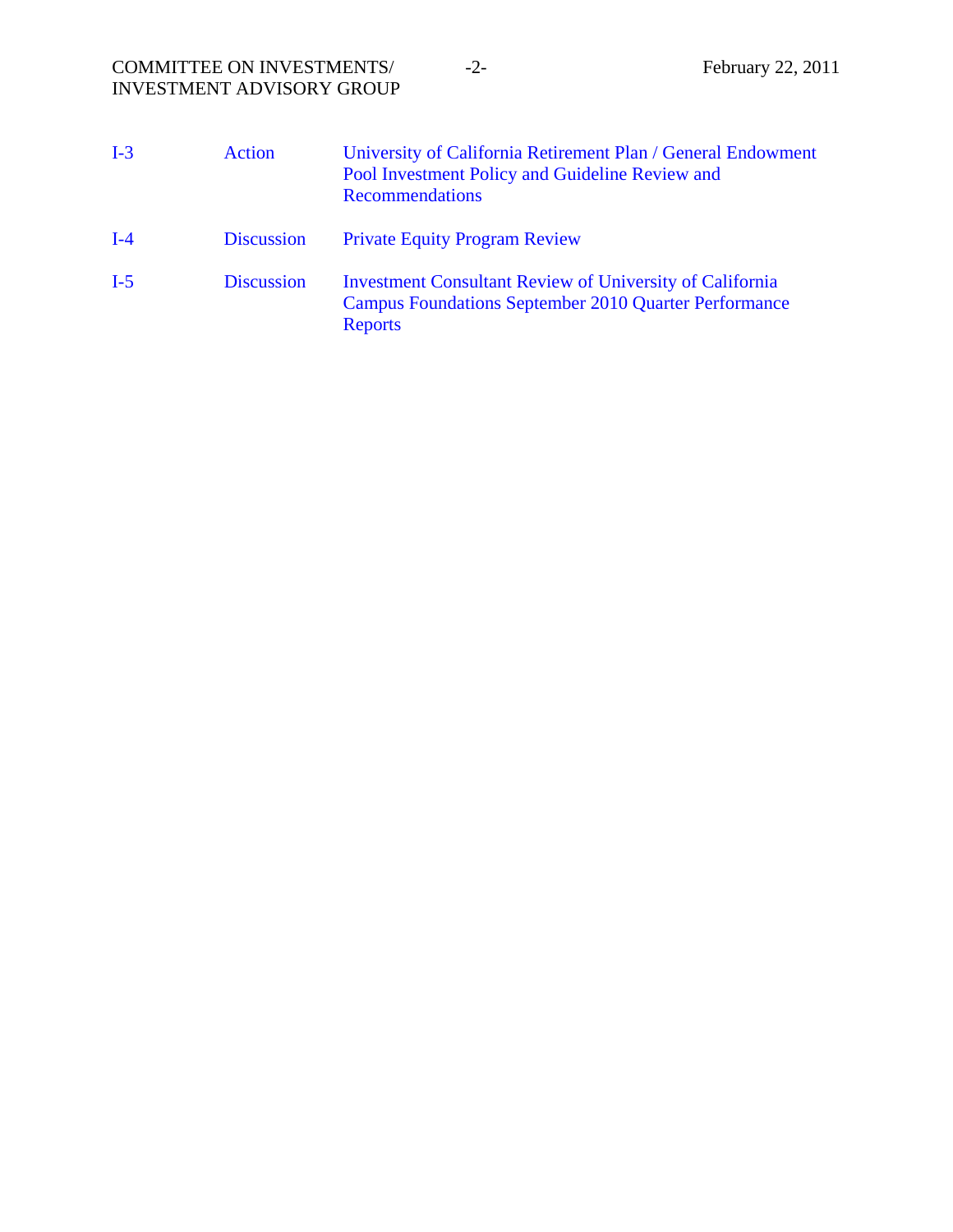| | | |
|---|---|---|
| I-3 | Action | University of California Retirement Plan / General Endowment Pool Investment Policy and Guideline Review and Recommendations |
| I-4 | Discussion | Private Equity Program Review |
| I-5 | Discussion | Investment Consultant Review of University of California Campus Foundations September 2010 Quarter Performance Reports |